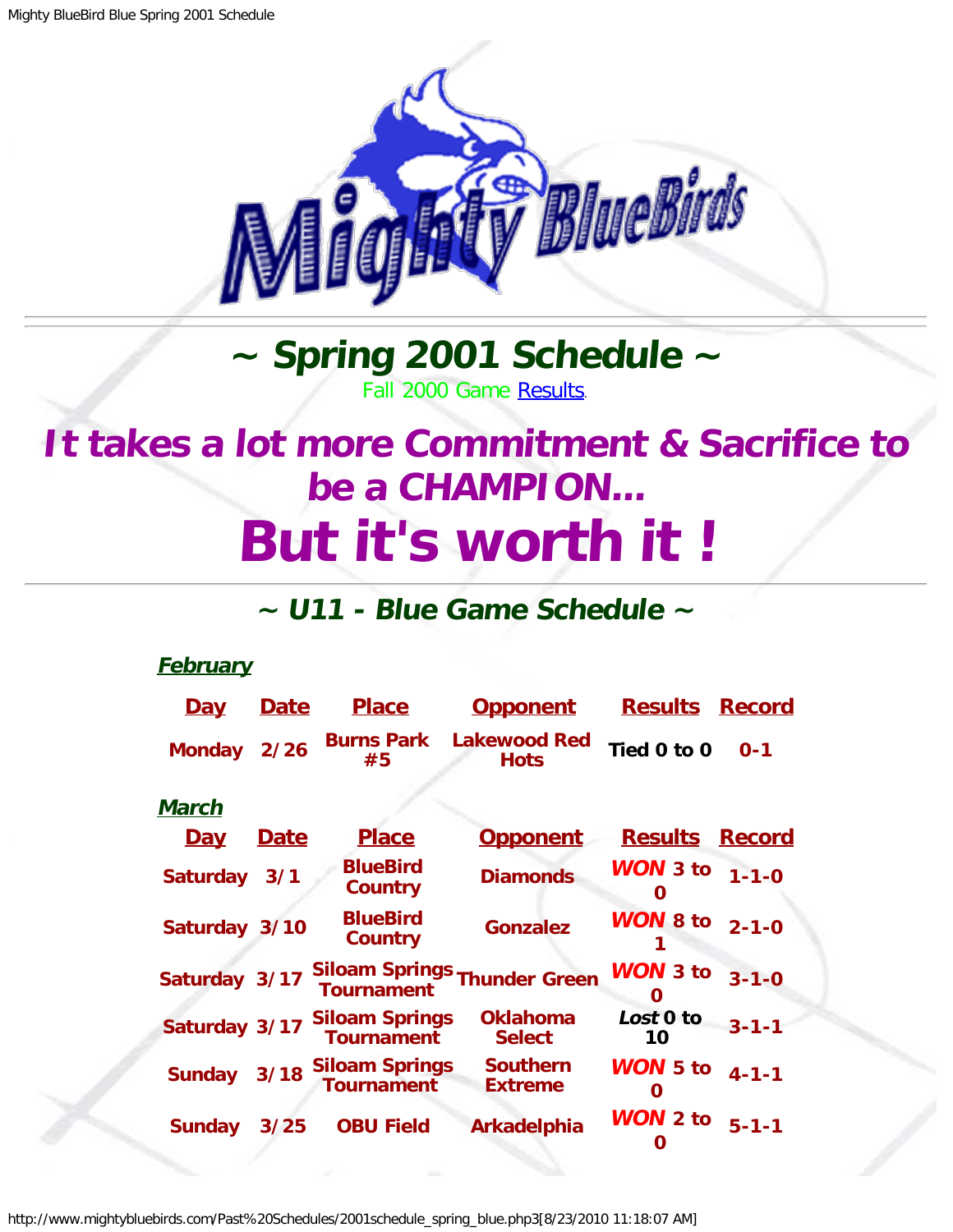# ~ Spring 2001 Schedule ~

Fall 2000 Game Results.

## It takes a lot more Commitment & Sacrifice to be a CHAMPION...

# But it's worth it !

## ~ U11 - Blue Game Schedule ~

**February**

| Day | Date | Place | Opponent | Results | Record |
|---|---|---|---|---|---|
| Monday | 2/26 | Burns Park #5 | Lakewood Red Hots | Tied 0 to 0 | 0-1 |

**March**

| Day | Date | Place | Opponent | Results | Record |
|---|---|---|---|---|---|
| Saturday | 3/1 | BlueBird Country | Diamonds | *WON* 3 to 0 | 1-1-0 |
| Saturday | 3/10 | BlueBird Country | Gonzalez | *WON* 8 to 1 | 2-1-0 |
| Saturday | 3/17 | Siloam Springs Tournament | Thunder Green | *WON* 3 to 0 | 3-1-0 |
| Saturday | 3/17 | Siloam Springs Tournament | Oklahoma Select | *Lost* 0 to 10 | 3-1-1 |
| Sunday | 3/18 | Siloam Springs Tournament | Southern Extreme | *WON* 5 to 0 | 4-1-1 |
| Sunday | 3/25 | OBU Field | Arkadelphia | *WON* 2 to 0 | 5-1-1 |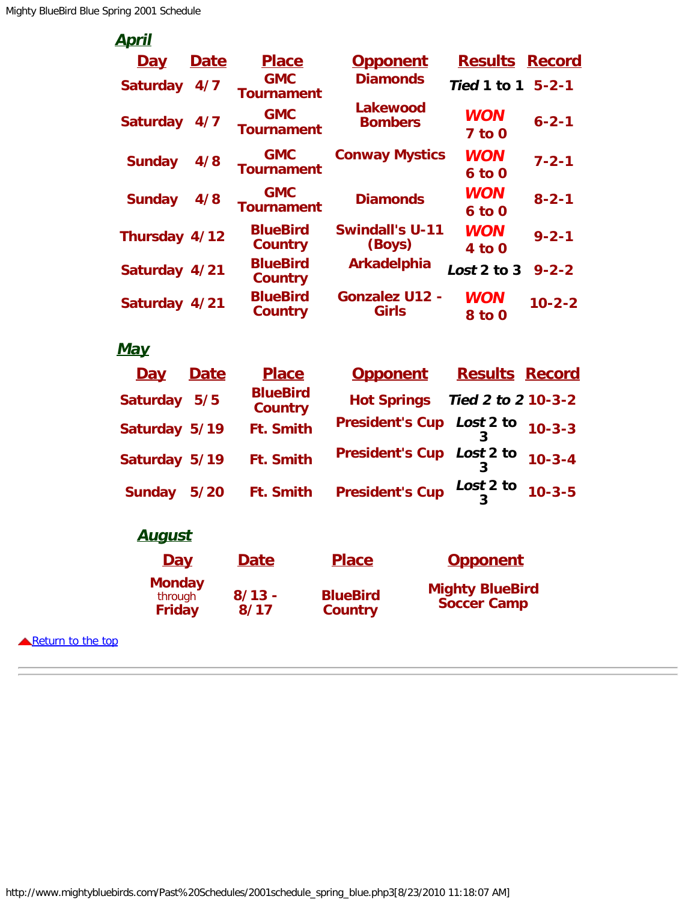## April

| Day | Date | Place | Opponent | Results | Record |
|---|---|---|---|---|---|
| Saturday | 4/7 | GMC Tournament | Diamonds | *Tied* 1 to 1 | 5-2-1 |
| Saturday | 4/7 | GMC Tournament | Lakewood Bombers | ***WON*** 7 to 0 | 6-2-1 |
| Sunday | 4/8 | GMC Tournament | Conway Mystics | ***WON*** 6 to 0 | 7-2-1 |
| Sunday | 4/8 | GMC Tournament | Diamonds | ***WON*** 6 to 0 | 8-2-1 |
| Thursday | 4/12 | BlueBird Country | Swindall's U-11 (Boys) | ***WON*** 4 to 0 | 9-2-1 |
| Saturday | 4/21 | BlueBird Country | Arkadelphia | *Lost* 2 to 3 | 9-2-2 |
| Saturday | 4/21 | BlueBird Country | Gonzalez U12 - Girls | ***WON*** 8 to 0 | 10-2-2 |

## May

| Day | Date | Place | Opponent | Results | Record |
|---|---|---|---|---|---|
| Saturday | 5/5 | BlueBird Country | Hot Springs | *Tied 2 to 2* | 10-3-2 |
| Saturday | 5/19 | Ft. Smith | President's Cup | *Lost* 2 to 3 | 10-3-3 |
| Saturday | 5/19 | Ft. Smith | President's Cup | *Lost* 2 to 3 | 10-3-4 |
| Sunday | 5/20 | Ft. Smith | President's Cup | *Lost* 2 to 3 | 10-3-5 |

## August

| Day | Date | Place | Opponent |
|---|---|---|---|
| Monday through Friday | 8/13 - 8/17 | BlueBird Country | Mighty BlueBird Soccer Camp |

Return to the top